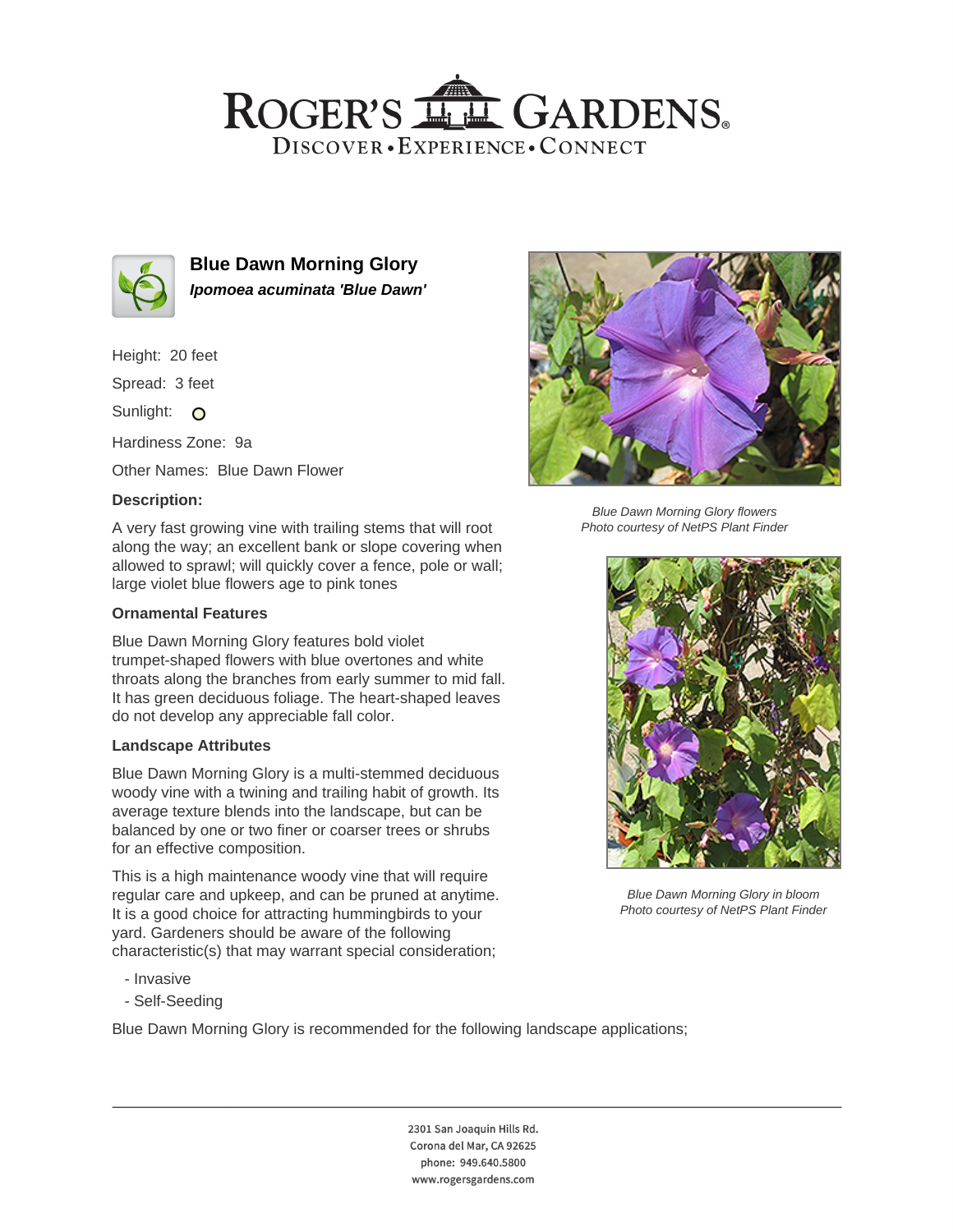# ROGER'S GARDENS

DISCOVER • EXPERIENCE • CONNECT

## Blue Dawn Morning Glory

***Ipomoea acuminata 'Blue Dawn'***

Height: 20 feet

Spread: 3 feet

Sunlight: O

Hardiness Zone: 9a

Other Names: Blue Dawn Flower

### Description:

A very fast growing vine with trailing stems that will root along the way; an excellent bank or slope covering when allowed to sprawl; will quickly cover a fence, pole or wall; large violet blue flowers age to pink tones

*Blue Dawn Morning Glory flowers*
*Photo courtesy of NetPS Plant Finder*

### Ornamental Features

Blue Dawn Morning Glory features bold violet trumpet-shaped flowers with blue overtones and white throats along the branches from early summer to mid fall. It has green deciduous foliage. The heart-shaped leaves do not develop any appreciable fall color.

*Blue Dawn Morning Glory in bloom*
*Photo courtesy of NetPS Plant Finder*

### Landscape Attributes

Blue Dawn Morning Glory is a multi-stemmed deciduous woody vine with a twining and trailing habit of growth. Its average texture blends into the landscape, but can be balanced by one or two finer or coarser trees or shrubs for an effective composition.

This is a high maintenance woody vine that will require regular care and upkeep, and can be pruned at anytime. It is a good choice for attracting hummingbirds to your yard. Gardeners should be aware of the following characteristic(s) that may warrant special consideration;

- Invasive
- Self-Seeding

Blue Dawn Morning Glory is recommended for the following landscape applications;

2301 San Joaquin Hills Rd.
Corona del Mar, CA 92625
phone: 949.640.5800
www.rogersgardens.com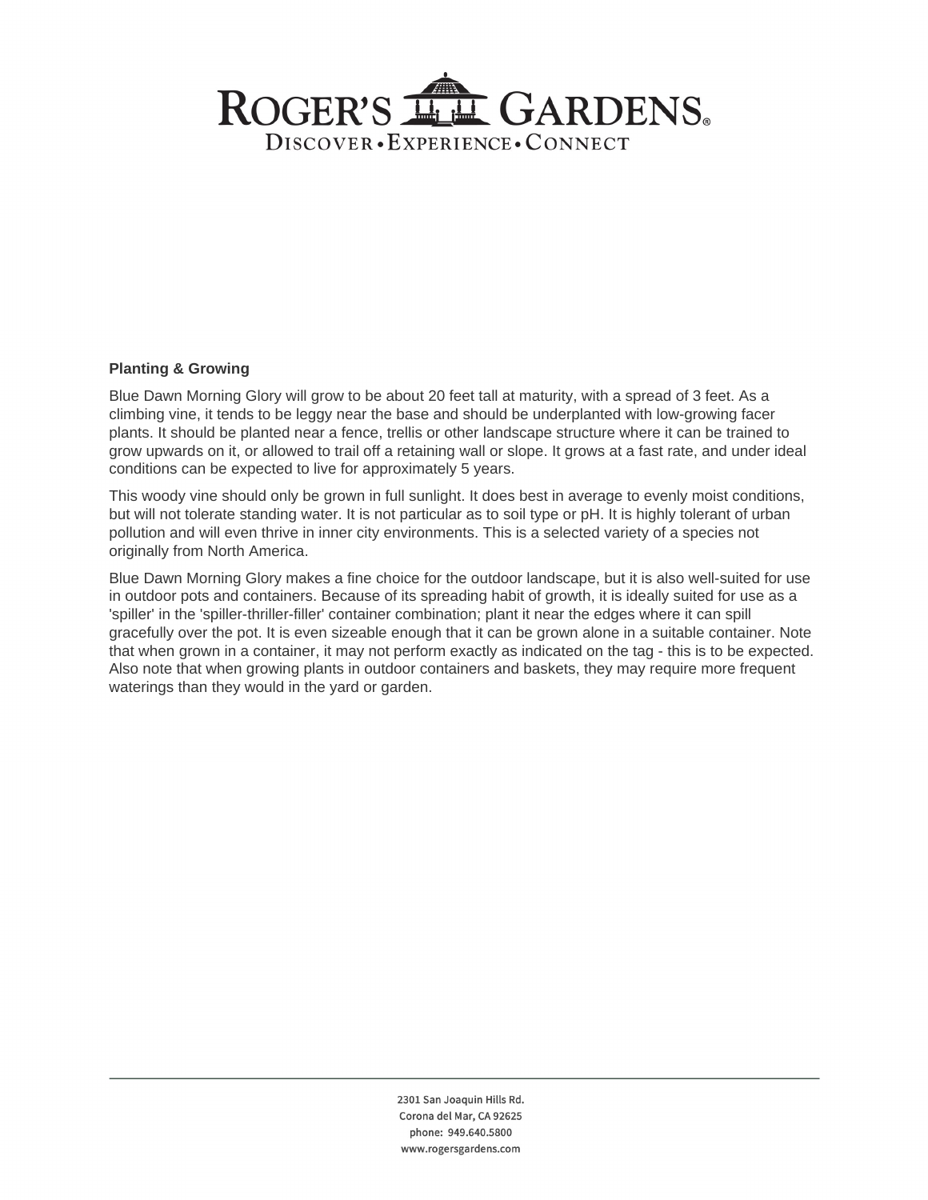**Planting & Growing**

Blue Dawn Morning Glory will grow to be about 20 feet tall at maturity, with a spread of 3 feet. As a climbing vine, it tends to be leggy near the base and should be underplanted with low-growing facer plants. It should be planted near a fence, trellis or other landscape structure where it can be trained to grow upwards on it, or allowed to trail off a retaining wall or slope. It grows at a fast rate, and under ideal conditions can be expected to live for approximately 5 years.

This woody vine should only be grown in full sunlight. It does best in average to evenly moist conditions, but will not tolerate standing water. It is not particular as to soil type or pH. It is highly tolerant of urban pollution and will even thrive in inner city environments. This is a selected variety of a species not originally from North America.

Blue Dawn Morning Glory makes a fine choice for the outdoor landscape, but it is also well-suited for use in outdoor pots and containers. Because of its spreading habit of growth, it is ideally suited for use as a 'spiller' in the 'spiller-thriller-filler' container combination; plant it near the edges where it can spill gracefully over the pot. It is even sizeable enough that it can be grown alone in a suitable container. Note that when grown in a container, it may not perform exactly as indicated on the tag - this is to be expected. Also note that when growing plants in outdoor containers and baskets, they may require more frequent waterings than they would in the yard or garden.